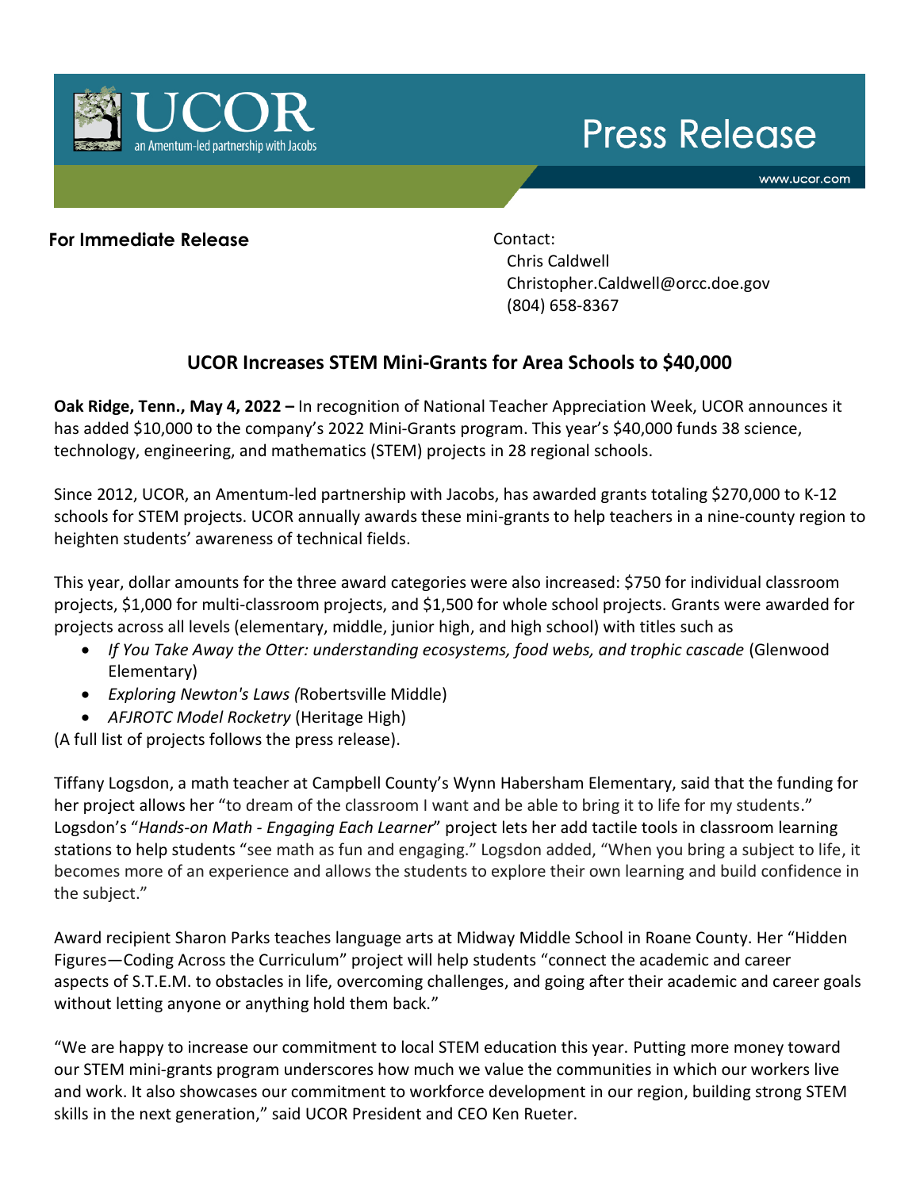UCOR
an Amentum-led partnership with Jacobs

Press Release

www.ucor.com

**For Immediate Release**

Contact:
Chris Caldwell
Christopher.Caldwell@orcc.doe.gov
(804) 658-8367

## UCOR Increases STEM Mini-Grants for Area Schools to $40,000

**Oak Ridge, Tenn., May 4, 2022 –** In recognition of National Teacher Appreciation Week, UCOR announces it has added $10,000 to the company's 2022 Mini-Grants program. This year's $40,000 funds 38 science, technology, engineering, and mathematics (STEM) projects in 28 regional schools.

Since 2012, UCOR, an Amentum-led partnership with Jacobs, has awarded grants totaling $270,000 to K-12 schools for STEM projects. UCOR annually awards these mini-grants to help teachers in a nine-county region to heighten students' awareness of technical fields.

This year, dollar amounts for the three award categories were also increased: $750 for individual classroom projects, $1,000 for multi-classroom projects, and $1,500 for whole school projects. Grants were awarded for projects across all levels (elementary, middle, junior high, and high school) with titles such as

- *If You Take Away the Otter: understanding ecosystems, food webs, and trophic cascade* (Glenwood Elementary)
- *Exploring Newton's Laws (*Robertsville Middle)
- *AFJROTC Model Rocketry* (Heritage High)

(A full list of projects follows the press release).

Tiffany Logsdon, a math teacher at Campbell County's Wynn Habersham Elementary, said that the funding for her project allows her "to dream of the classroom I want and be able to bring it to life for my students." Logsdon's "*Hands-on Math - Engaging Each Learner*" project lets her add tactile tools in classroom learning stations to help students "see math as fun and engaging." Logsdon added, "When you bring a subject to life, it becomes more of an experience and allows the students to explore their own learning and build confidence in the subject."

Award recipient Sharon Parks teaches language arts at Midway Middle School in Roane County. Her "Hidden Figures—Coding Across the Curriculum" project will help students "connect the academic and career aspects of S.T.E.M. to obstacles in life, overcoming challenges, and going after their academic and career goals without letting anyone or anything hold them back."

"We are happy to increase our commitment to local STEM education this year. Putting more money toward our STEM mini-grants program underscores how much we value the communities in which our workers live and work. It also showcases our commitment to workforce development in our region, building strong STEM skills in the next generation," said UCOR President and CEO Ken Rueter.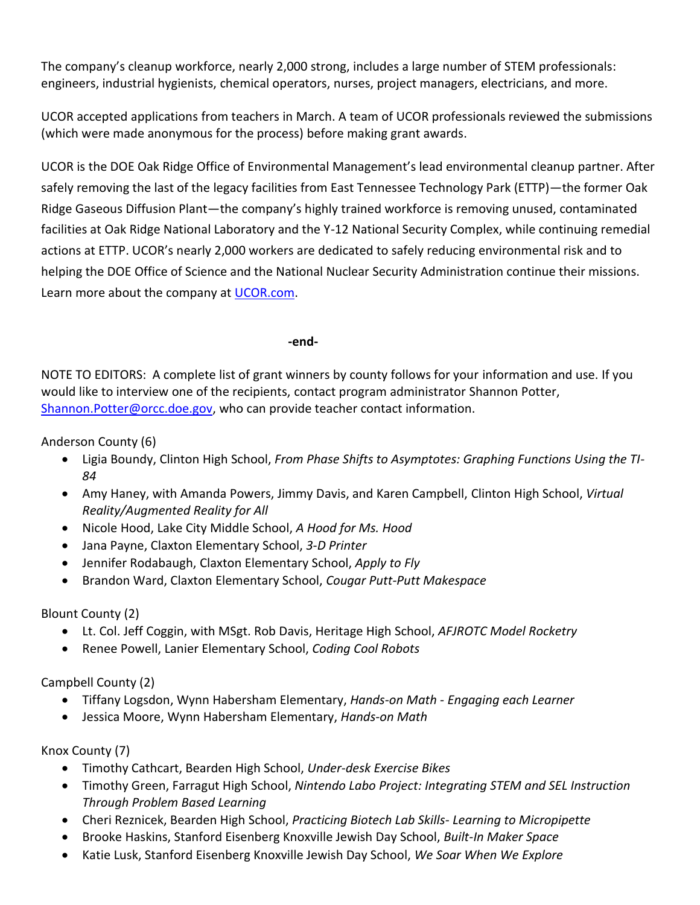The company's cleanup workforce, nearly 2,000 strong, includes a large number of STEM professionals: engineers, industrial hygienists, chemical operators, nurses, project managers, electricians, and more.

UCOR accepted applications from teachers in March. A team of UCOR professionals reviewed the submissions (which were made anonymous for the process) before making grant awards.

UCOR is the DOE Oak Ridge Office of Environmental Management's lead environmental cleanup partner. After safely removing the last of the legacy facilities from East Tennessee Technology Park (ETTP)—the former Oak Ridge Gaseous Diffusion Plant—the company's highly trained workforce is removing unused, contaminated facilities at Oak Ridge National Laboratory and the Y-12 National Security Complex, while continuing remedial actions at ETTP. UCOR's nearly 2,000 workers are dedicated to safely reducing environmental risk and to helping the DOE Office of Science and the National Nuclear Security Administration continue their missions. Learn more about the company at [UCOR.com](UCOR.com).

**-end-**

NOTE TO EDITORS: A complete list of grant winners by county follows for your information and use. If you would like to interview one of the recipients, contact program administrator Shannon Potter, [Shannon.Potter@orcc.doe.gov](mailto:Shannon.Potter@orcc.doe.gov), who can provide teacher contact information.

Anderson County (6)

- Ligia Boundy, Clinton High School, *From Phase Shifts to Asymptotes: Graphing Functions Using the TI-84*
- Amy Haney, with Amanda Powers, Jimmy Davis, and Karen Campbell, Clinton High School, *Virtual Reality/Augmented Reality for All*
- Nicole Hood, Lake City Middle School, *A Hood for Ms. Hood*
- Jana Payne, Claxton Elementary School, *3-D Printer*
- Jennifer Rodabaugh, Claxton Elementary School, *Apply to Fly*
- Brandon Ward, Claxton Elementary School, *Cougar Putt-Putt Makespace*

Blount County (2)

- Lt. Col. Jeff Coggin, with MSgt. Rob Davis, Heritage High School, *AFJROTC Model Rocketry*
- Renee Powell, Lanier Elementary School, *Coding Cool Robots*

Campbell County (2)

- Tiffany Logsdon, Wynn Habersham Elementary, *Hands-on Math - Engaging each Learner*
- Jessica Moore, Wynn Habersham Elementary, *Hands-on Math*

Knox County (7)

- Timothy Cathcart, Bearden High School, *Under-desk Exercise Bikes*
- Timothy Green, Farragut High School, *Nintendo Labo Project: Integrating STEM and SEL Instruction Through Problem Based Learning*
- Cheri Reznicek, Bearden High School, *Practicing Biotech Lab Skills- Learning to Micropipette*
- Brooke Haskins, Stanford Eisenberg Knoxville Jewish Day School, *Built-In Maker Space*
- Katie Lusk, Stanford Eisenberg Knoxville Jewish Day School, *We Soar When We Explore*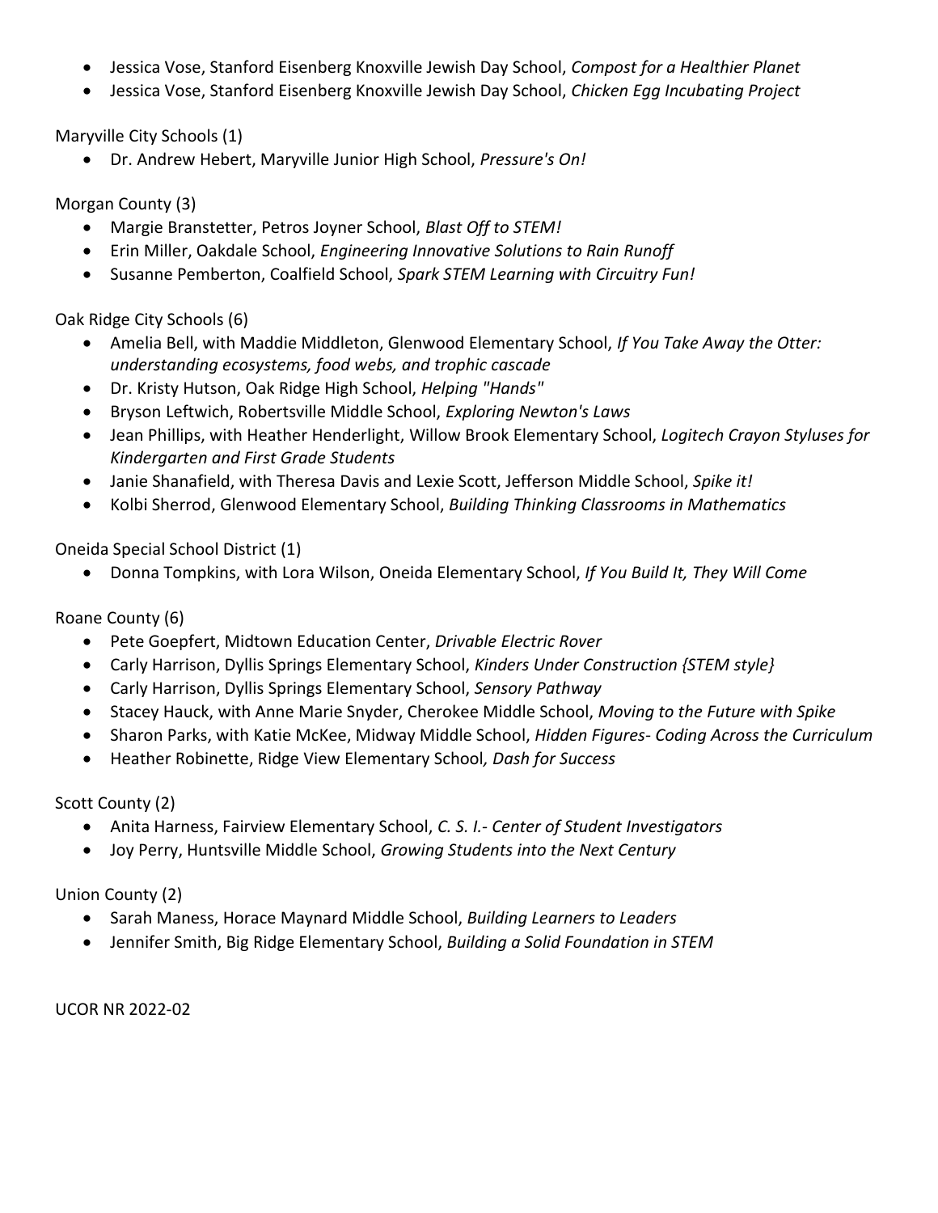- Jessica Vose, Stanford Eisenberg Knoxville Jewish Day School, *Compost for a Healthier Planet*
- Jessica Vose, Stanford Eisenberg Knoxville Jewish Day School, *Chicken Egg Incubating Project*

Maryville City Schools (1)

- Dr. Andrew Hebert, Maryville Junior High School, *Pressure's On!*

Morgan County (3)

- Margie Branstetter, Petros Joyner School, *Blast Off to STEM!*
- Erin Miller, Oakdale School, *Engineering Innovative Solutions to Rain Runoff*
- Susanne Pemberton, Coalfield School, *Spark STEM Learning with Circuitry Fun!*

Oak Ridge City Schools (6)

- Amelia Bell, with Maddie Middleton, Glenwood Elementary School, *If You Take Away the Otter: understanding ecosystems, food webs, and trophic cascade*
- Dr. Kristy Hutson, Oak Ridge High School, *Helping "Hands"*
- Bryson Leftwich, Robertsville Middle School, *Exploring Newton's Laws*
- Jean Phillips, with Heather Henderlight, Willow Brook Elementary School, *Logitech Crayon Styluses for Kindergarten and First Grade Students*
- Janie Shanafield, with Theresa Davis and Lexie Scott, Jefferson Middle School, *Spike it!*
- Kolbi Sherrod, Glenwood Elementary School, *Building Thinking Classrooms in Mathematics*

Oneida Special School District (1)

- Donna Tompkins, with Lora Wilson, Oneida Elementary School, *If You Build It, They Will Come*

Roane County (6)

- Pete Goepfert, Midtown Education Center, *Drivable Electric Rover*
- Carly Harrison, Dyllis Springs Elementary School, *Kinders Under Construction {STEM style}*
- Carly Harrison, Dyllis Springs Elementary School, *Sensory Pathway*
- Stacey Hauck, with Anne Marie Snyder, Cherokee Middle School, *Moving to the Future with Spike*
- Sharon Parks, with Katie McKee, Midway Middle School, *Hidden Figures- Coding Across the Curriculum*
- Heather Robinette, Ridge View Elementary School*, Dash for Success*

Scott County (2)

- Anita Harness, Fairview Elementary School, *C. S. I.- Center of Student Investigators*
- Joy Perry, Huntsville Middle School, *Growing Students into the Next Century*

Union County (2)

- Sarah Maness, Horace Maynard Middle School, *Building Learners to Leaders*
- Jennifer Smith, Big Ridge Elementary School, *Building a Solid Foundation in STEM*

UCOR NR 2022-02